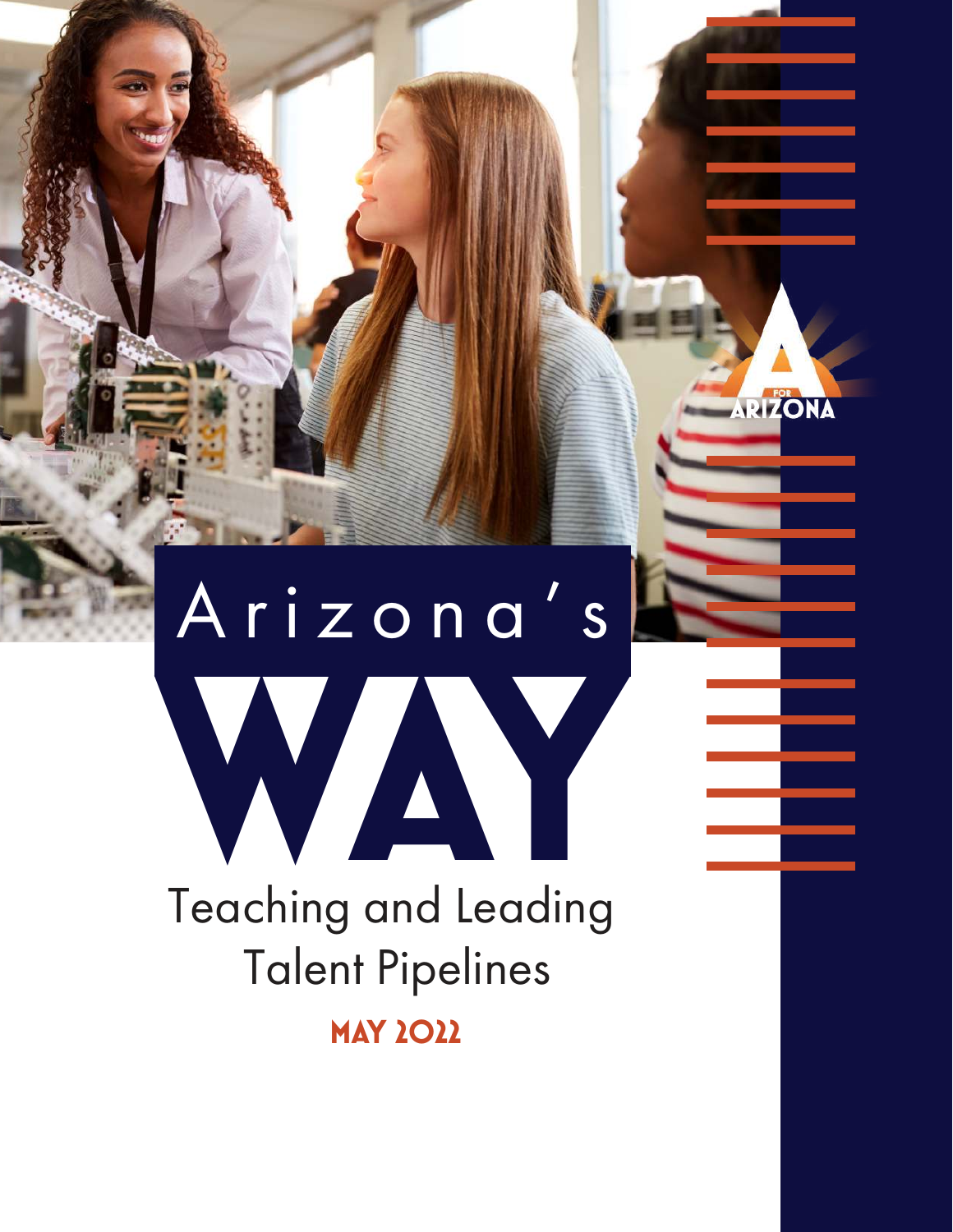# Arizona's WAY

## Teaching and Leading Talent Pipelines

**MAY 2022**

A FOR ARIZONA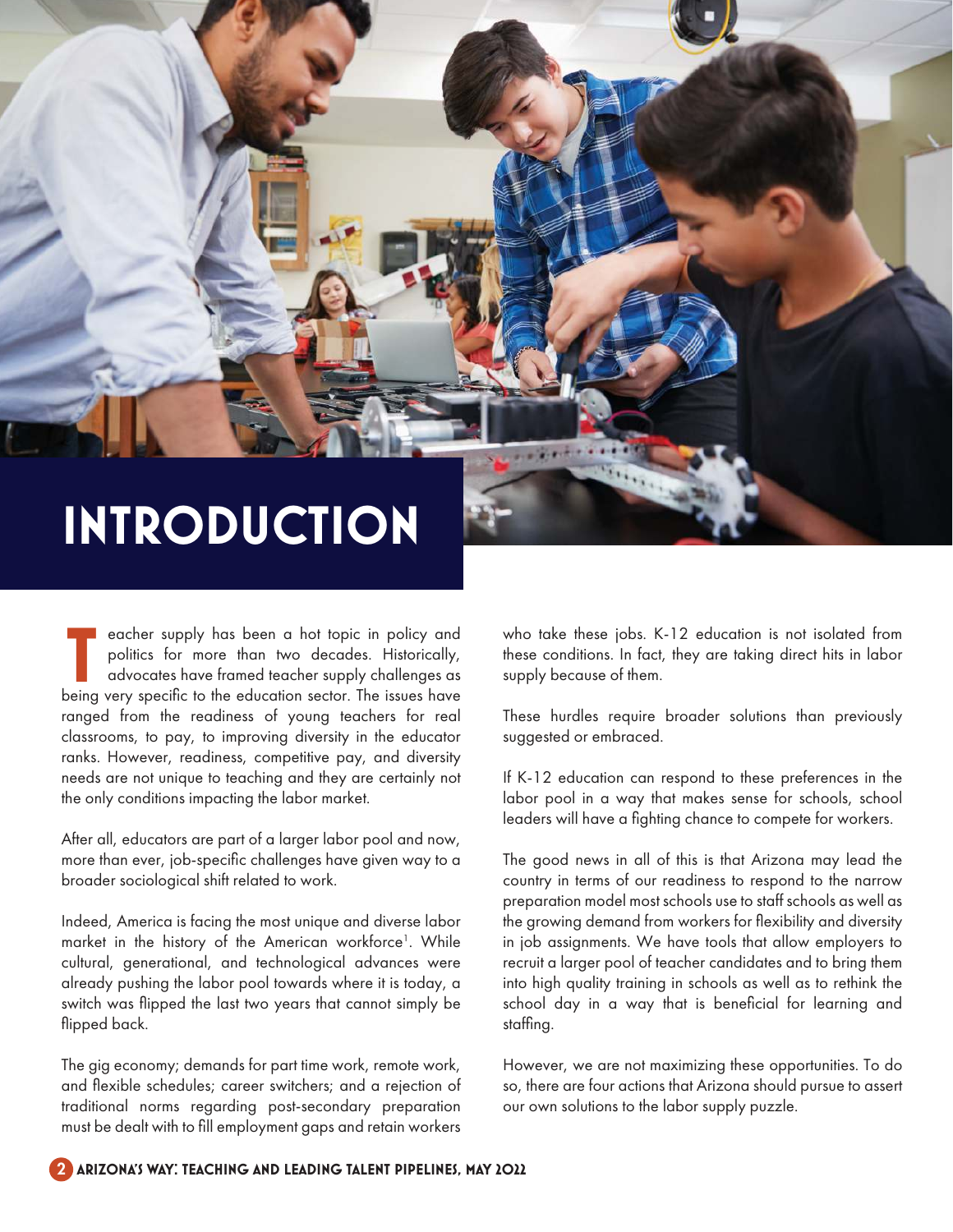# INTRODUCTION

Teacher supply has been a hot topic in policy and politics for more than two decades. Historically, advocates have framed teacher supply challenges as being very specific to the education sector. The issues have ranged from the readiness of young teachers for real classrooms, to pay, to improving diversity in the educator ranks. However, readiness, competitive pay, and diversity needs are not unique to teaching and they are certainly not the only conditions impacting the labor market.

After all, educators are part of a larger labor pool and now, more than ever, job-specific challenges have given way to a broader sociological shift related to work.

Indeed, America is facing the most unique and diverse labor market in the history of the American workforce[1]. While cultural, generational, and technological advances were already pushing the labor pool towards where it is today, a switch was flipped the last two years that cannot simply be flipped back.

The gig economy; demands for part time work, remote work, and flexible schedules; career switchers; and a rejection of traditional norms regarding post-secondary preparation must be dealt with to fill employment gaps and retain workers who take these jobs. K-12 education is not isolated from these conditions. In fact, they are taking direct hits in labor supply because of them.

These hurdles require broader solutions than previously suggested or embraced.

If K-12 education can respond to these preferences in the labor pool in a way that makes sense for schools, school leaders will have a fighting chance to compete for workers.

The good news in all of this is that Arizona may lead the country in terms of our readiness to respond to the narrow preparation model most schools use to staff schools as well as the growing demand from workers for flexibility and diversity in job assignments. We have tools that allow employers to recruit a larger pool of teacher candidates and to bring them into high quality training in schools as well as to rethink the school day in a way that is beneficial for learning and staffing.

However, we are not maximizing these opportunities. To do so, there are four actions that Arizona should pursue to assert our own solutions to the labor supply puzzle.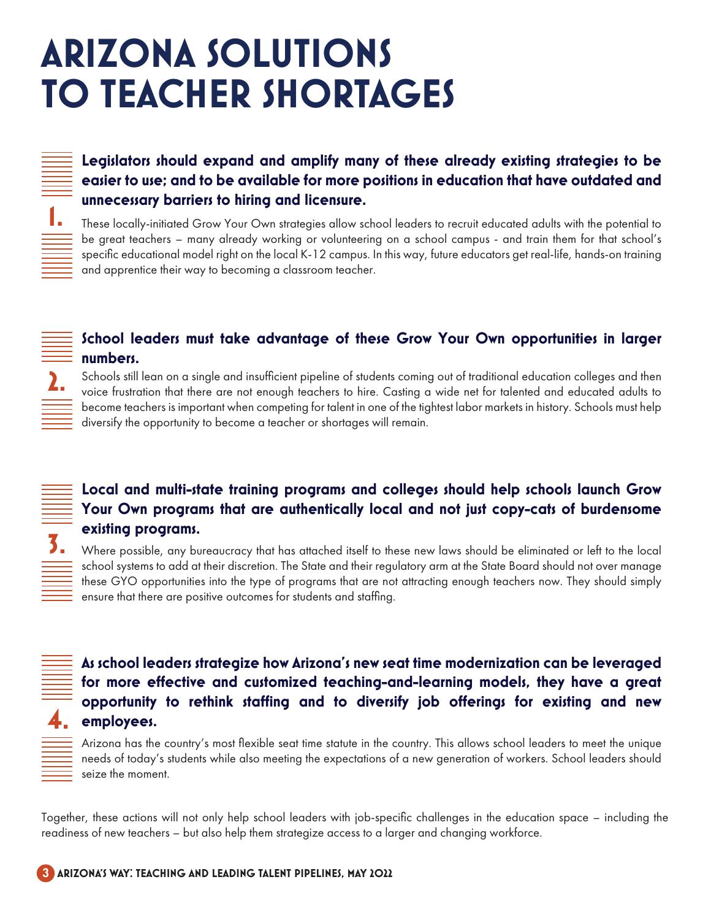# ARIZONA SOLUTIONS TO TEACHER SHORTAGES

**1.**

**Legislators should expand and amplify many of these already existing strategies to be easier to use; and to be available for more positions in education that have outdated and unnecessary barriers to hiring and licensure.**

These locally-initiated Grow Your Own strategies allow school leaders to recruit educated adults with the potential to be great teachers – many already working or volunteering on a school campus - and train them for that school's specific educational model right on the local K-12 campus. In this way, future educators get real-life, hands-on training and apprentice their way to becoming a classroom teacher.

**2.**

**School leaders must take advantage of these Grow Your Own opportunities in larger numbers.**

Schools still lean on a single and insufficient pipeline of students coming out of traditional education colleges and then voice frustration that there are not enough teachers to hire. Casting a wide net for talented and educated adults to become teachers is important when competing for talent in one of the tightest labor markets in history. Schools must help diversify the opportunity to become a teacher or shortages will remain.

**3.**

**Local and multi-state training programs and colleges should help schools launch Grow Your Own programs that are authentically local and not just copy-cats of burdensome existing programs.**

Where possible, any bureaucracy that has attached itself to these new laws should be eliminated or left to the local school systems to add at their discretion. The State and their regulatory arm at the State Board should not over manage these GYO opportunities into the type of programs that are not attracting enough teachers now. They should simply ensure that there are positive outcomes for students and staffing.

**4.**

**As school leaders strategize how Arizona's new seat time modernization can be leveraged for more effective and customized teaching-and-learning models, they have a great opportunity to rethink staffing and to diversify job offerings for existing and new employees.**

Arizona has the country's most flexible seat time statute in the country. This allows school leaders to meet the unique needs of today's students while also meeting the expectations of a new generation of workers. School leaders should seize the moment.

Together, these actions will not only help school leaders with job-specific challenges in the education space – including the readiness of new teachers – but also help them strategize access to a larger and changing workforce.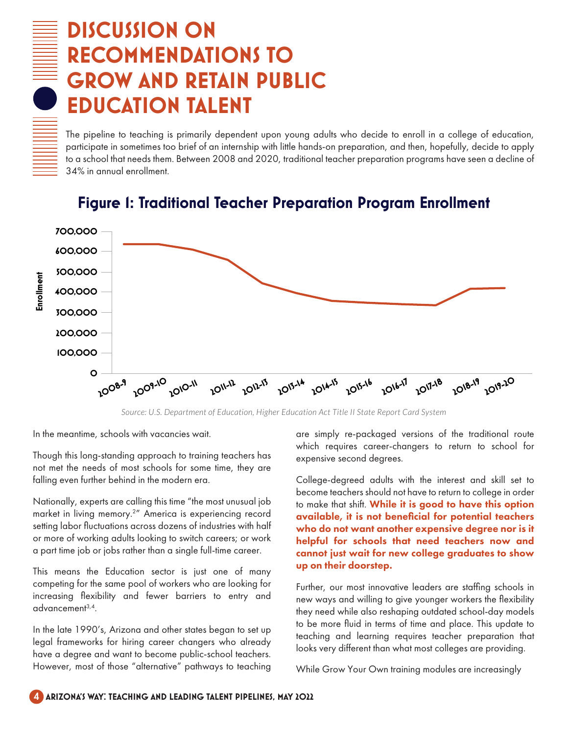# DISCUSSION ON RECOMMENDATIONS TO GROW AND RETAIN PUBLIC EDUCATION TALENT

The pipeline to teaching is primarily dependent upon young adults who decide to enroll in a college of education, participate in sometimes too brief of an internship with little hands-on preparation, and then, hopefully, decide to apply to a school that needs them. Between 2008 and 2020, traditional teacher preparation programs have seen a decline of 34% in annual enrollment.

## Figure 1: Traditional Teacher Preparation Program Enrollment

*Source: U.S. Department of Education, Higher Education Act Title II State Report Card System*

In the meantime, schools with vacancies wait.

Though this long-standing approach to training teachers has not met the needs of most schools for some time, they are falling even further behind in the modern era.

Nationally, experts are calling this time "the most unusual job market in living memory.[2]" America is experiencing record setting labor fluctuations across dozens of industries with half or more of working adults looking to switch careers; or work a part time job or jobs rather than a single full-time career.

This means the Education sector is just one of many competing for the same pool of workers who are looking for increasing flexibility and fewer barriers to entry and advancement[3,4].

In the late 1990's, Arizona and other states began to set up legal frameworks for hiring career changers who already have a degree and want to become public-school teachers. However, most of those "alternative" pathways to teaching are simply re-packaged versions of the traditional route which requires career-changers to return to school for expensive second degrees.

College-degreed adults with the interest and skill set to become teachers should not have to return to college in order to make that shift. **While it is good to have this option available, it is not beneficial for potential teachers who do not want another expensive degree nor is it helpful for schools that need teachers now and cannot just wait for new college graduates to show up on their doorstep.**

Further, our most innovative leaders are staffing schools in new ways and willing to give younger workers the flexibility they need while also reshaping outdated school-day models to be more fluid in terms of time and place. This update to teaching and learning requires teacher preparation that looks very different than what most colleges are providing.

While Grow Your Own training modules are increasingly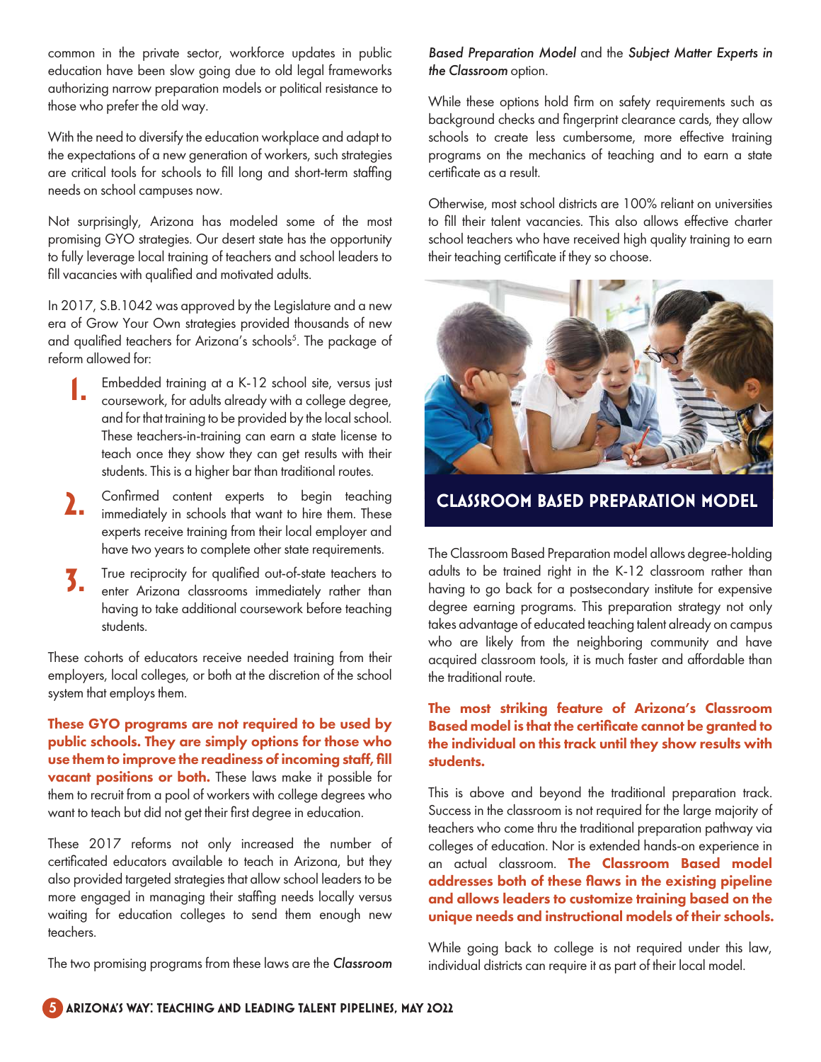common in the private sector, workforce updates in public education have been slow going due to old legal frameworks authorizing narrow preparation models or political resistance to those who prefer the old way.

With the need to diversify the education workplace and adapt to the expectations of a new generation of workers, such strategies are critical tools for schools to fill long and short-term staffing needs on school campuses now.

Not surprisingly, Arizona has modeled some of the most promising GYO strategies. Our desert state has the opportunity to fully leverage local training of teachers and school leaders to fill vacancies with qualified and motivated adults.

In 2017, S.B.1042 was approved by the Legislature and a new era of Grow Your Own strategies provided thousands of new and qualified teachers for Arizona's schools[5]. The package of reform allowed for:

1. Embedded training at a K-12 school site, versus just coursework, for adults already with a college degree, and for that training to be provided by the local school. These teachers-in-training can earn a state license to teach once they show they can get results with their students. This is a higher bar than traditional routes.
2. Confirmed content experts to begin teaching immediately in schools that want to hire them. These experts receive training from their local employer and have two years to complete other state requirements.
3. True reciprocity for qualified out-of-state teachers to enter Arizona classrooms immediately rather than having to take additional coursework before teaching students.

These cohorts of educators receive needed training from their employers, local colleges, or both at the discretion of the school system that employs them.

**These GYO programs are not required to be used by public schools. They are simply options for those who use them to improve the readiness of incoming staff, fill vacant positions or both.** These laws make it possible for them to recruit from a pool of workers with college degrees who want to teach but did not get their first degree in education.

These 2017 reforms not only increased the number of certificated educators available to teach in Arizona, but they also provided targeted strategies that allow school leaders to be more engaged in managing their staffing needs locally versus waiting for education colleges to send them enough new teachers.

The two promising programs from these laws are the *Classroom Based Preparation Model* and the *Subject Matter Experts in the Classroom* option.

While these options hold firm on safety requirements such as background checks and fingerprint clearance cards, they allow schools to create less cumbersome, more effective training programs on the mechanics of teaching and to earn a state certificate as a result.

Otherwise, most school districts are 100% reliant on universities to fill their talent vacancies. This also allows effective charter school teachers who have received high quality training to earn their teaching certificate if they so choose.

## CLASSROOM BASED PREPARATION MODEL

The Classroom Based Preparation model allows degree-holding adults to be trained right in the K-12 classroom rather than having to go back for a postsecondary institute for expensive degree earning programs. This preparation strategy not only takes advantage of educated teaching talent already on campus who are likely from the neighboring community and have acquired classroom tools, it is much faster and affordable than the traditional route.

**The most striking feature of Arizona's Classroom Based model is that the certificate cannot be granted to the individual on this track until they show results with students.**

This is above and beyond the traditional preparation track. Success in the classroom is not required for the large majority of teachers who come thru the traditional preparation pathway via colleges of education. Nor is extended hands-on experience in an actual classroom. **The Classroom Based model addresses both of these flaws in the existing pipeline and allows leaders to customize training based on the unique needs and instructional models of their schools.**

While going back to college is not required under this law, individual districts can require it as part of their local model.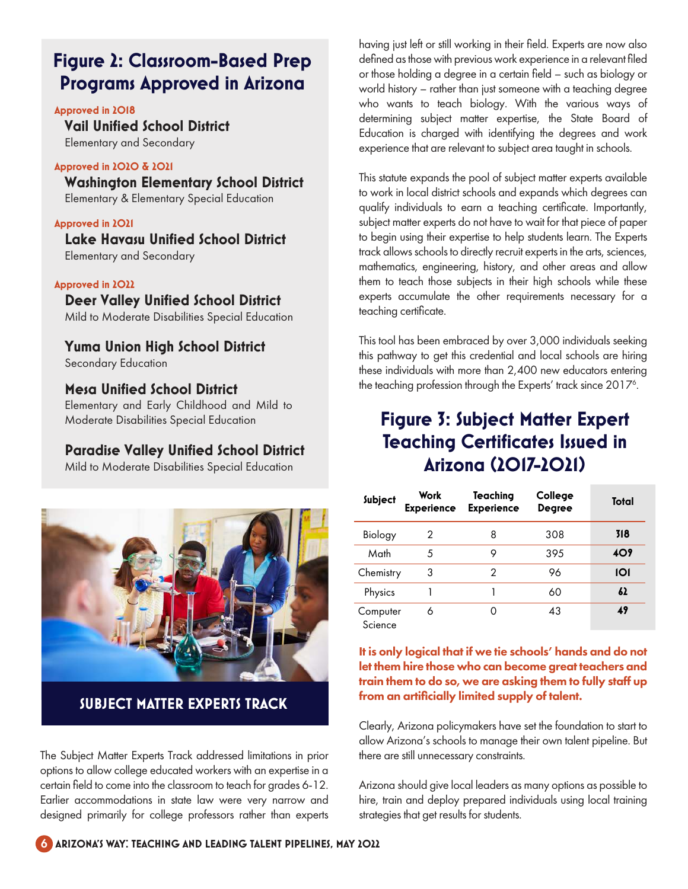## Figure 2: Classroom-Based Prep Programs Approved in Arizona

**Approved in 2018**

**Vail Unified School District**
Elementary and Secondary

**Approved in 2020 & 2021**

**Washington Elementary School District**
Elementary & Elementary Special Education

**Approved in 2021**

**Lake Havasu Unified School District**
Elementary and Secondary

**Approved in 2022**

**Deer Valley Unified School District**
Mild to Moderate Disabilities Special Education

**Yuma Union High School District**
Secondary Education

**Mesa Unified School District**
Elementary and Early Childhood and Mild to Moderate Disabilities Special Education

**Paradise Valley Unified School District**
Mild to Moderate Disabilities Special Education

## SUBJECT MATTER EXPERTS TRACK

The Subject Matter Experts Track addressed limitations in prior options to allow college educated workers with an expertise in a certain field to come into the classroom to teach for grades 6-12. Earlier accommodations in state law were very narrow and designed primarily for college professors rather than experts having just left or still working in their field. Experts are now also defined as those with previous work experience in a relevant filed or those holding a degree in a certain field – such as biology or world history – rather than just someone with a teaching degree who wants to teach biology. With the various ways of determining subject matter expertise, the State Board of Education is charged with identifying the degrees and work experience that are relevant to subject area taught in schools.

This statute expands the pool of subject matter experts available to work in local district schools and expands which degrees can qualify individuals to earn a teaching certificate. Importantly, subject matter experts do not have to wait for that piece of paper to begin using their expertise to help students learn. The Experts track allows schools to directly recruit experts in the arts, sciences, mathematics, engineering, history, and other areas and allow them to teach those subjects in their high schools while these experts accumulate the other requirements necessary for a teaching certificate.

This tool has been embraced by over 3,000 individuals seeking this pathway to get this credential and local schools are hiring these individuals with more than 2,400 new educators entering the teaching profession through the Experts' track since 2017[6].

## Figure 3: Subject Matter Expert Teaching Certificates Issued in Arizona (2017-2021)

| Subject | Work Experience | Teaching Experience | College Degree | Total |
|---|---|---|---|---|
| Biology | 2 | 8 | 308 | **318** |
| Math | 5 | 9 | 395 | **409** |
| Chemistry | 3 | 2 | 96 | **101** |
| Physics | 1 | 1 | 60 | **62** |
| Computer Science | 6 | 0 | 43 | **49** |

**It is only logical that if we tie schools' hands and do not let them hire those who can become great teachers and train them to do so, we are asking them to fully staff up from an artificially limited supply of talent.**

Clearly, Arizona policymakers have set the foundation to start to allow Arizona's schools to manage their own talent pipeline. But there are still unnecessary constraints.

Arizona should give local leaders as many options as possible to hire, train and deploy prepared individuals using local training strategies that get results for students.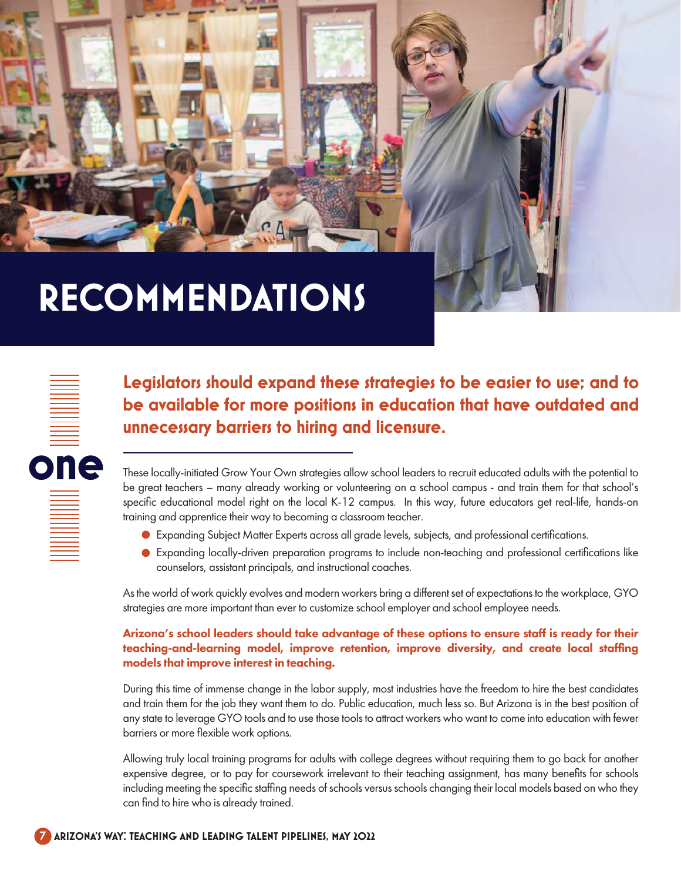# RECOMMENDATIONS

## one

### Legislators should expand these strategies to be easier to use; and to be available for more positions in education that have outdated and unnecessary barriers to hiring and licensure.

These locally-initiated Grow Your Own strategies allow school leaders to recruit educated adults with the potential to be great teachers – many already working or volunteering on a school campus - and train them for that school's specific educational model right on the local K-12 campus. In this way, future educators get real-life, hands-on training and apprentice their way to becoming a classroom teacher.

- Expanding Subject Matter Experts across all grade levels, subjects, and professional certifications.
- Expanding locally-driven preparation programs to include non-teaching and professional certifications like counselors, assistant principals, and instructional coaches.

As the world of work quickly evolves and modern workers bring a different set of expectations to the workplace, GYO strategies are more important than ever to customize school employer and school employee needs.

**Arizona's school leaders should take advantage of these options to ensure staff is ready for their teaching-and-learning model, improve retention, improve diversity, and create local staffing models that improve interest in teaching.**

During this time of immense change in the labor supply, most industries have the freedom to hire the best candidates and train them for the job they want them to do. Public education, much less so. But Arizona is in the best position of any state to leverage GYO tools and to use those tools to attract workers who want to come into education with fewer barriers or more flexible work options.

Allowing truly local training programs for adults with college degrees without requiring them to go back for another expensive degree, or to pay for coursework irrelevant to their teaching assignment, has many benefits for schools including meeting the specific staffing needs of schools versus schools changing their local models based on who they can find to hire who is already trained.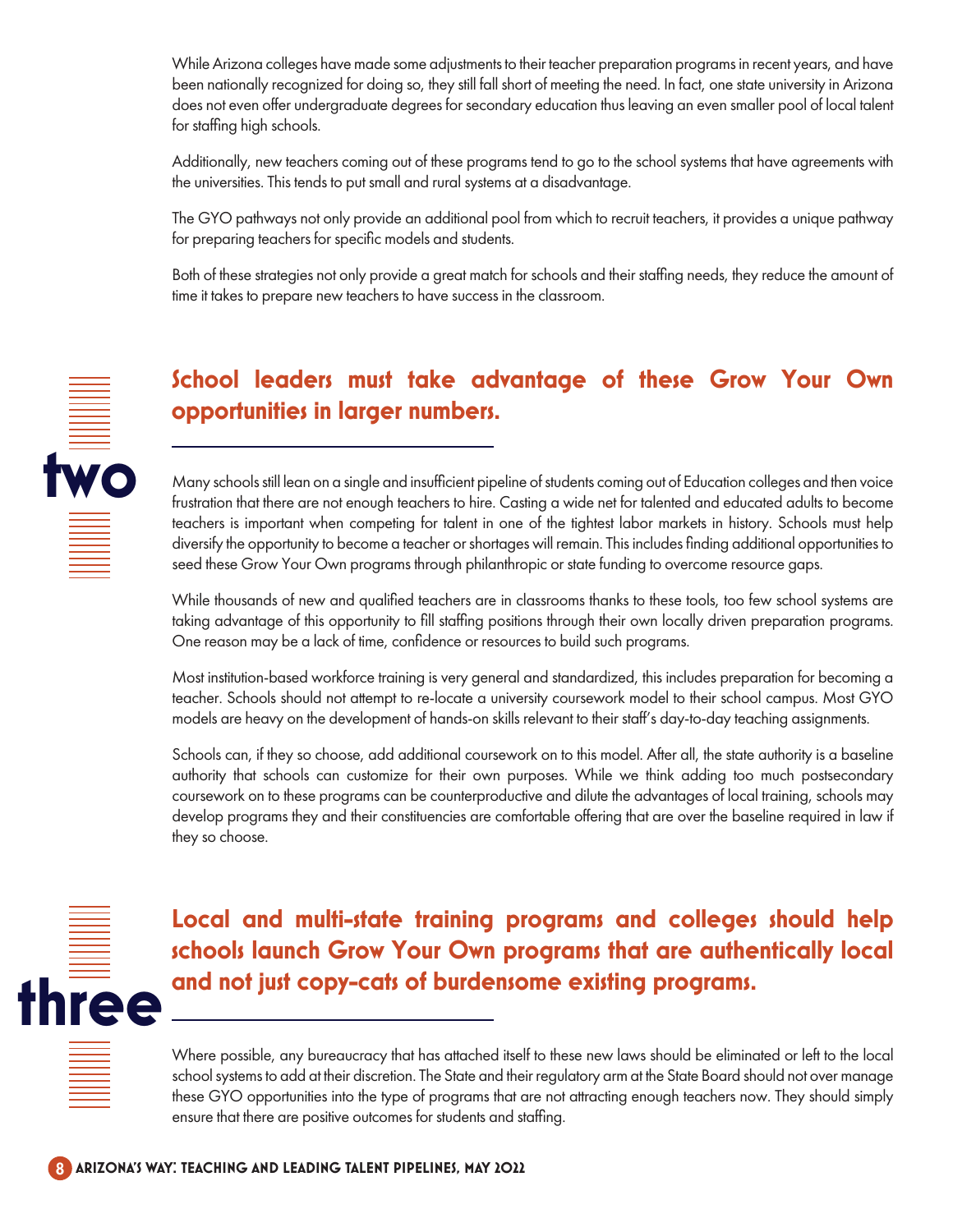While Arizona colleges have made some adjustments to their teacher preparation programs in recent years, and have been nationally recognized for doing so, they still fall short of meeting the need. In fact, one state university in Arizona does not even offer undergraduate degrees for secondary education thus leaving an even smaller pool of local talent for staffing high schools.

Additionally, new teachers coming out of these programs tend to go to the school systems that have agreements with the universities. This tends to put small and rural systems at a disadvantage.

The GYO pathways not only provide an additional pool from which to recruit teachers, it provides a unique pathway for preparing teachers for specific models and students.

Both of these strategies not only provide a great match for schools and their staffing needs, they reduce the amount of time it takes to prepare new teachers to have success in the classroom.

## two

## School leaders must take advantage of these Grow Your Own opportunities in larger numbers.

Many schools still lean on a single and insufficient pipeline of students coming out of Education colleges and then voice frustration that there are not enough teachers to hire. Casting a wide net for talented and educated adults to become teachers is important when competing for talent in one of the tightest labor markets in history. Schools must help diversify the opportunity to become a teacher or shortages will remain. This includes finding additional opportunities to seed these Grow Your Own programs through philanthropic or state funding to overcome resource gaps.

While thousands of new and qualified teachers are in classrooms thanks to these tools, too few school systems are taking advantage of this opportunity to fill staffing positions through their own locally driven preparation programs. One reason may be a lack of time, confidence or resources to build such programs.

Most institution-based workforce training is very general and standardized, this includes preparation for becoming a teacher. Schools should not attempt to re-locate a university coursework model to their school campus. Most GYO models are heavy on the development of hands-on skills relevant to their staff's day-to-day teaching assignments.

Schools can, if they so choose, add additional coursework on to this model. After all, the state authority is a baseline authority that schools can customize for their own purposes. While we think adding too much postsecondary coursework on to these programs can be counterproductive and dilute the advantages of local training, schools may develop programs they and their constituencies are comfortable offering that are over the baseline required in law if they so choose.

## three

## Local and multi-state training programs and colleges should help schools launch Grow Your Own programs that are authentically local and not just copy-cats of burdensome existing programs.

Where possible, any bureaucracy that has attached itself to these new laws should be eliminated or left to the local school systems to add at their discretion. The State and their regulatory arm at the State Board should not over manage these GYO opportunities into the type of programs that are not attracting enough teachers now. They should simply ensure that there are positive outcomes for students and staffing.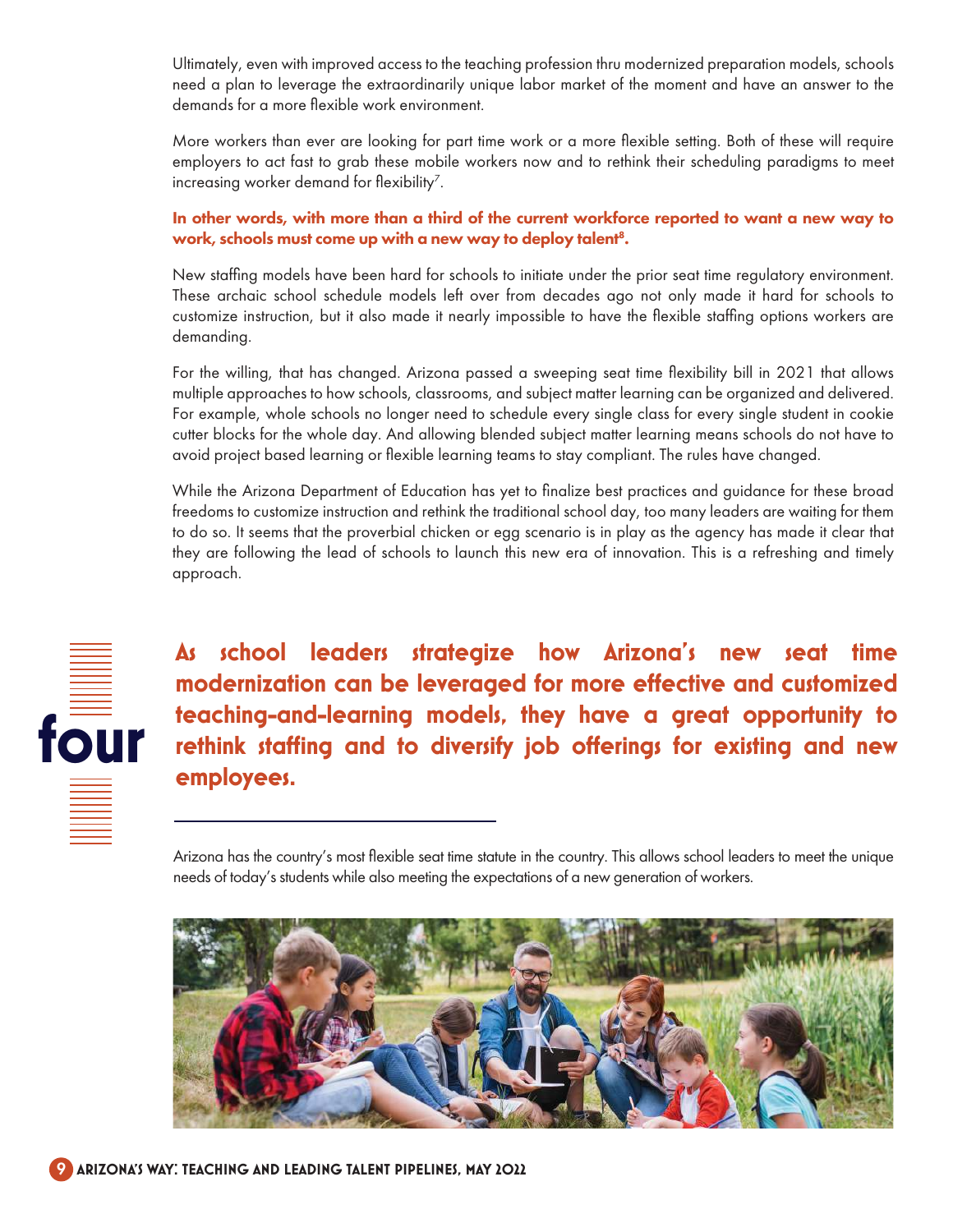Ultimately, even with improved access to the teaching profession thru modernized preparation models, schools need a plan to leverage the extraordinarily unique labor market of the moment and have an answer to the demands for a more flexible work environment.

More workers than ever are looking for part time work or a more flexible setting. Both of these will require employers to act fast to grab these mobile workers now and to rethink their scheduling paradigms to meet increasing worker demand for flexibility[7].

**In other words, with more than a third of the current workforce reported to want a new way to work, schools must come up with a new way to deploy talent[8].**

New staffing models have been hard for schools to initiate under the prior seat time regulatory environment. These archaic school schedule models left over from decades ago not only made it hard for schools to customize instruction, but it also made it nearly impossible to have the flexible staffing options workers are demanding.

For the willing, that has changed. Arizona passed a sweeping seat time flexibility bill in 2021 that allows multiple approaches to how schools, classrooms, and subject matter learning can be organized and delivered. For example, whole schools no longer need to schedule every single class for every single student in cookie cutter blocks for the whole day. And allowing blended subject matter learning means schools do not have to avoid project based learning or flexible learning teams to stay compliant. The rules have changed.

While the Arizona Department of Education has yet to finalize best practices and guidance for these broad freedoms to customize instruction and rethink the traditional school day, too many leaders are waiting for them to do so. It seems that the proverbial chicken or egg scenario is in play as the agency has made it clear that they are following the lead of schools to launch this new era of innovation. This is a refreshing and timely approach.

## four

**As school leaders strategize how Arizona's new seat time modernization can be leveraged for more effective and customized teaching-and-learning models, they have a great opportunity to rethink staffing and to diversify job offerings for existing and new employees.**

Arizona has the country's most flexible seat time statute in the country. This allows school leaders to meet the unique needs of today's students while also meeting the expectations of a new generation of workers.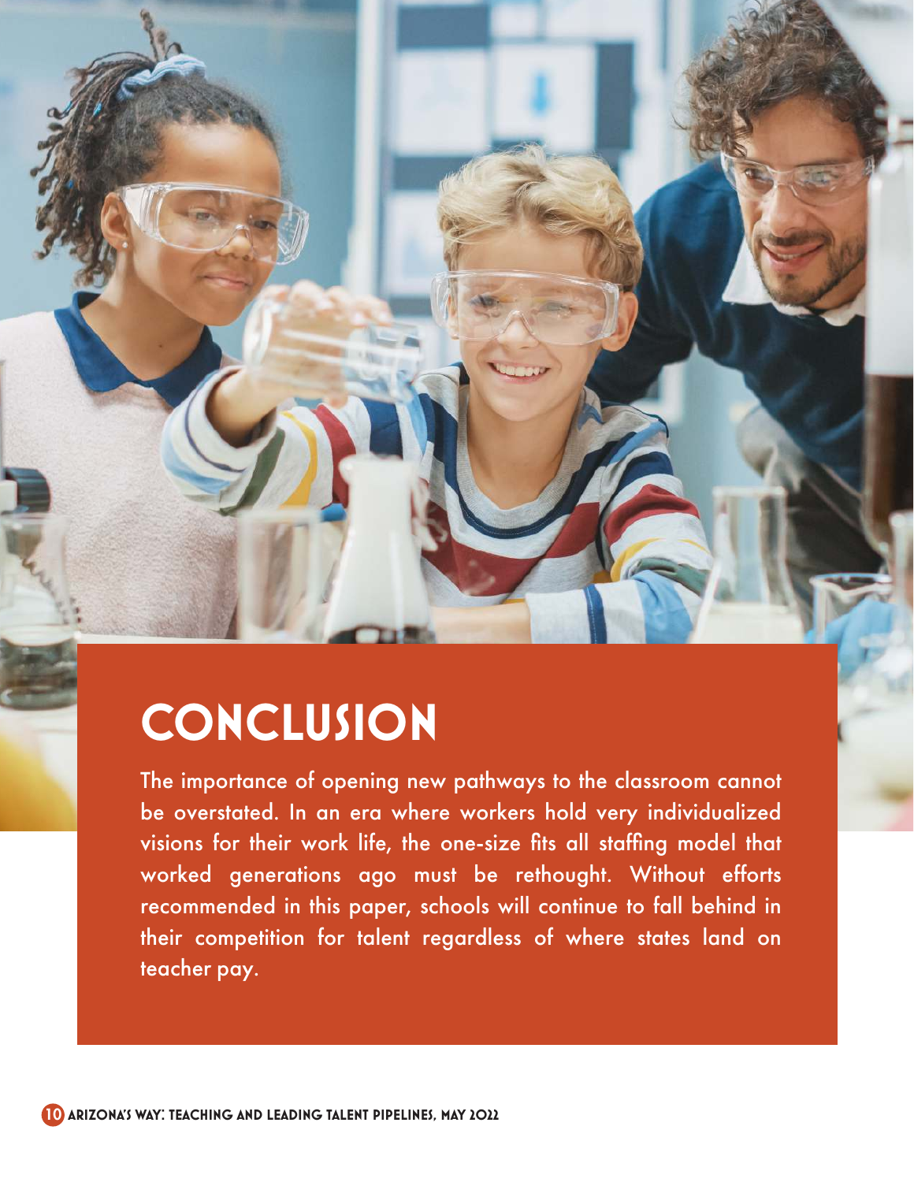# CONCLUSION

The importance of opening new pathways to the classroom cannot be overstated. In an era where workers hold very individualized visions for their work life, the one-size fits all staffing model that worked generations ago must be rethought. Without efforts recommended in this paper, schools will continue to fall behind in their competition for talent regardless of where states land on teacher pay.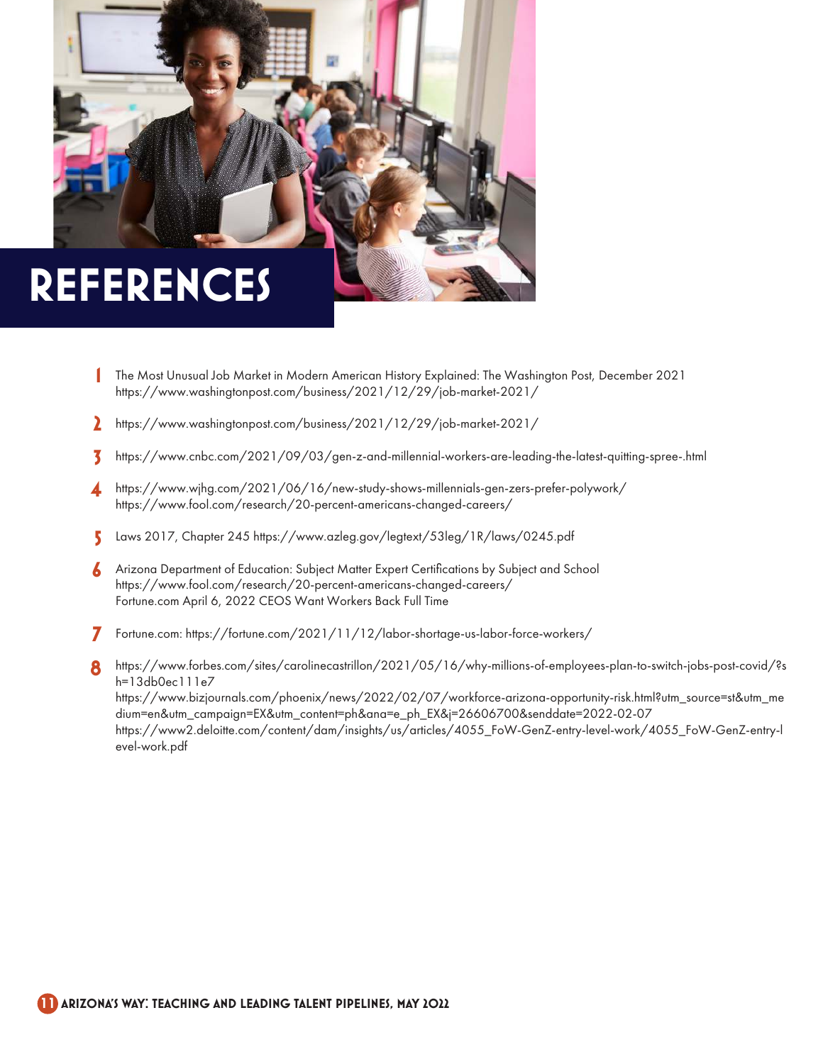# REFERENCES

1. The Most Unusual Job Market in Modern American History Explained: The Washington Post, December 2021
https://www.washingtonpost.com/business/2021/12/29/job-market-2021/

2. https://www.washingtonpost.com/business/2021/12/29/job-market-2021/

3. https://www.cnbc.com/2021/09/03/gen-z-and-millennial-workers-are-leading-the-latest-quitting-spree-.html

4. https://www.wjhg.com/2021/06/16/new-study-shows-millennials-gen-zers-prefer-polywork/
https://www.fool.com/research/20-percent-americans-changed-careers/

5. Laws 2017, Chapter 245 https://www.azleg.gov/legtext/53leg/1R/laws/0245.pdf

6. Arizona Department of Education: Subject Matter Expert Certifications by Subject and School
https://www.fool.com/research/20-percent-americans-changed-careers/
Fortune.com April 6, 2022 CEOS Want Workers Back Full Time

7. Fortune.com: https://fortune.com/2021/11/12/labor-shortage-us-labor-force-workers/

8. https://www.forbes.com/sites/carolinecastrillon/2021/05/16/why-millions-of-employees-plan-to-switch-jobs-post-covid/?sh=13db0ec111e7
https://www.bizjournals.com/phoenix/news/2022/02/07/workforce-arizona-opportunity-risk.html?utm_source=st&utm_medium=en&utm_campaign=EX&utm_content=ph&ana=e_ph_EX&j=26606700&senddate=2022-02-07
https://www2.deloitte.com/content/dam/insights/us/articles/4055_FoW-GenZ-entry-level-work/4055_FoW-GenZ-entry-level-work.pdf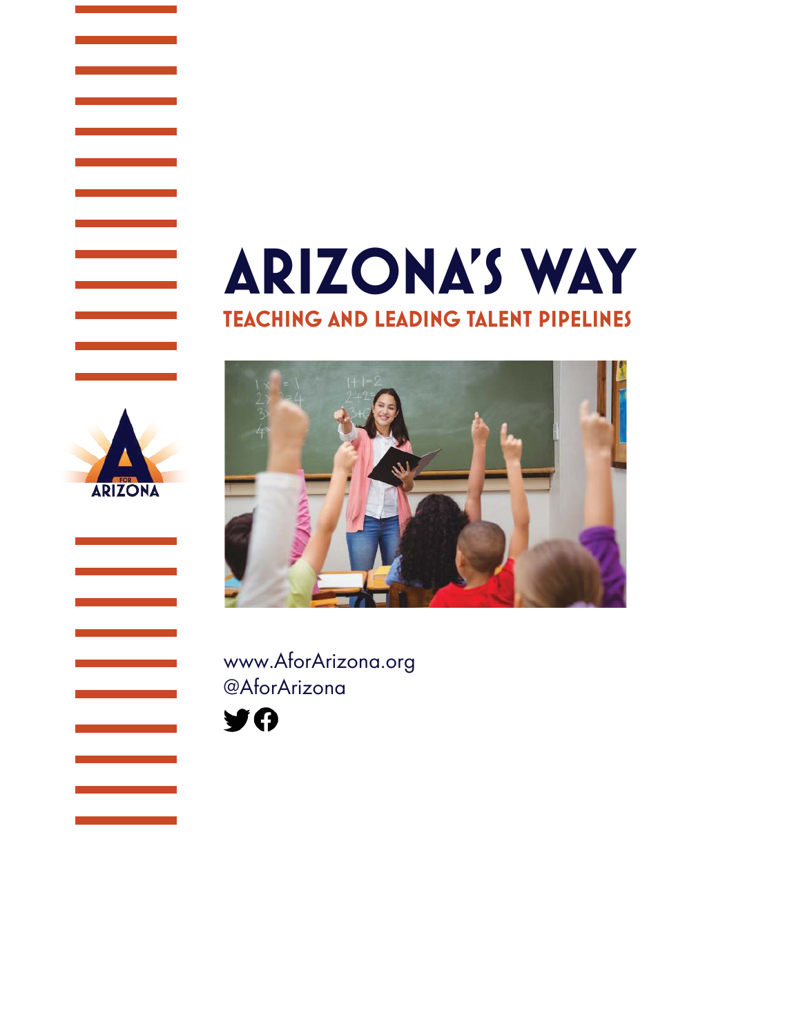# ARIZONA'S WAY

## TEACHING AND LEADING TALENT PIPELINES

www.AforArizona.org
@AforArizona